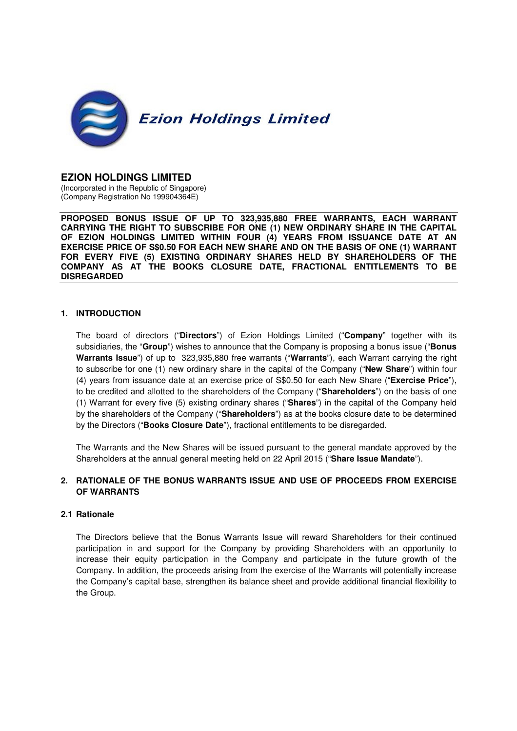Ezion Holdings Limited

# EZION HOLDINGS LIMITED

(Incorporated in the Republic of Singapore)
(Company Registration No 199904364E)

**PROPOSED BONUS ISSUE OF UP TO 323,935,880 FREE WARRANTS, EACH WARRANT CARRYING THE RIGHT TO SUBSCRIBE FOR ONE (1) NEW ORDINARY SHARE IN THE CAPITAL OF EZION HOLDINGS LIMITED WITHIN FOUR (4) YEARS FROM ISSUANCE DATE AT AN EXERCISE PRICE OF S$0.50 FOR EACH NEW SHARE AND ON THE BASIS OF ONE (1) WARRANT FOR EVERY FIVE (5) EXISTING ORDINARY SHARES HELD BY SHAREHOLDERS OF THE COMPANY AS AT THE BOOKS CLOSURE DATE, FRACTIONAL ENTITLEMENTS TO BE DISREGARDED**

## 1. INTRODUCTION

The board of directors ("**Directors**") of Ezion Holdings Limited ("**Company**" together with its subsidiaries, the "**Group**") wishes to announce that the Company is proposing a bonus issue ("**Bonus Warrants Issue**") of up to 323,935,880 free warrants ("**Warrants**"), each Warrant carrying the right to subscribe for one (1) new ordinary share in the capital of the Company ("**New Share**") within four (4) years from issuance date at an exercise price of S$0.50 for each New Share ("**Exercise Price**"), to be credited and allotted to the shareholders of the Company ("**Shareholders**") on the basis of one (1) Warrant for every five (5) existing ordinary shares ("**Shares**") in the capital of the Company held by the shareholders of the Company ("**Shareholders**") as at the books closure date to be determined by the Directors ("**Books Closure Date**"), fractional entitlements to be disregarded.

The Warrants and the New Shares will be issued pursuant to the general mandate approved by the Shareholders at the annual general meeting held on 22 April 2015 ("**Share Issue Mandate**").

## 2. RATIONALE OF THE BONUS WARRANTS ISSUE AND USE OF PROCEEDS FROM EXERCISE OF WARRANTS

### 2.1 Rationale

The Directors believe that the Bonus Warrants Issue will reward Shareholders for their continued participation in and support for the Company by providing Shareholders with an opportunity to increase their equity participation in the Company and participate in the future growth of the Company. In addition, the proceeds arising from the exercise of the Warrants will potentially increase the Company's capital base, strengthen its balance sheet and provide additional financial flexibility to the Group.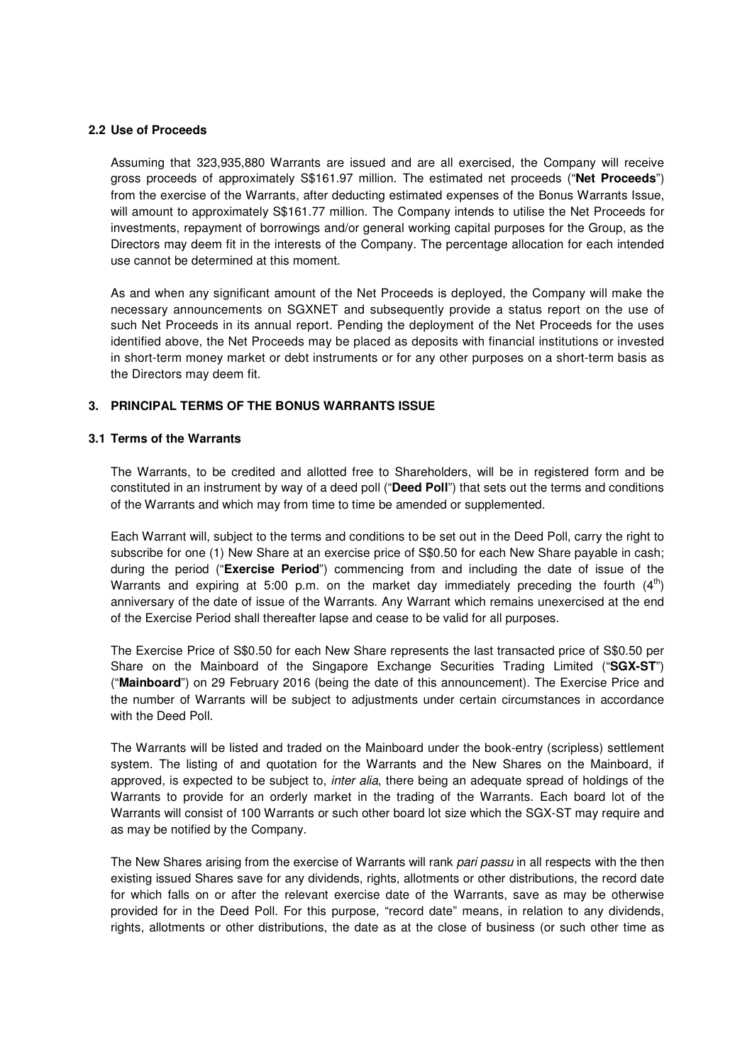### 2.2 Use of Proceeds

Assuming that 323,935,880 Warrants are issued and are all exercised, the Company will receive gross proceeds of approximately S$161.97 million. The estimated net proceeds ("**Net Proceeds**") from the exercise of the Warrants, after deducting estimated expenses of the Bonus Warrants Issue, will amount to approximately S$161.77 million. The Company intends to utilise the Net Proceeds for investments, repayment of borrowings and/or general working capital purposes for the Group, as the Directors may deem fit in the interests of the Company. The percentage allocation for each intended use cannot be determined at this moment.

As and when any significant amount of the Net Proceeds is deployed, the Company will make the necessary announcements on SGXNET and subsequently provide a status report on the use of such Net Proceeds in its annual report. Pending the deployment of the Net Proceeds for the uses identified above, the Net Proceeds may be placed as deposits with financial institutions or invested in short-term money market or debt instruments or for any other purposes on a short-term basis as the Directors may deem fit.

## 3. PRINCIPAL TERMS OF THE BONUS WARRANTS ISSUE

### 3.1 Terms of the Warrants

The Warrants, to be credited and allotted free to Shareholders, will be in registered form and be constituted in an instrument by way of a deed poll ("**Deed Poll**") that sets out the terms and conditions of the Warrants and which may from time to time be amended or supplemented.

Each Warrant will, subject to the terms and conditions to be set out in the Deed Poll, carry the right to subscribe for one (1) New Share at an exercise price of S$0.50 for each New Share payable in cash; during the period ("**Exercise Period**") commencing from and including the date of issue of the Warrants and expiring at 5:00 p.m. on the market day immediately preceding the fourth (4th) anniversary of the date of issue of the Warrants. Any Warrant which remains unexercised at the end of the Exercise Period shall thereafter lapse and cease to be valid for all purposes.

The Exercise Price of S$0.50 for each New Share represents the last transacted price of S$0.50 per Share on the Mainboard of the Singapore Exchange Securities Trading Limited ("**SGX-ST**") ("**Mainboard**") on 29 February 2016 (being the date of this announcement). The Exercise Price and the number of Warrants will be subject to adjustments under certain circumstances in accordance with the Deed Poll.

The Warrants will be listed and traded on the Mainboard under the book-entry (scripless) settlement system. The listing of and quotation for the Warrants and the New Shares on the Mainboard, if approved, is expected to be subject to, *inter alia*, there being an adequate spread of holdings of the Warrants to provide for an orderly market in the trading of the Warrants. Each board lot of the Warrants will consist of 100 Warrants or such other board lot size which the SGX-ST may require and as may be notified by the Company.

The New Shares arising from the exercise of Warrants will rank *pari passu* in all respects with the then existing issued Shares save for any dividends, rights, allotments or other distributions, the record date for which falls on or after the relevant exercise date of the Warrants, save as may be otherwise provided for in the Deed Poll. For this purpose, "record date" means, in relation to any dividends, rights, allotments or other distributions, the date as at the close of business (or such other time as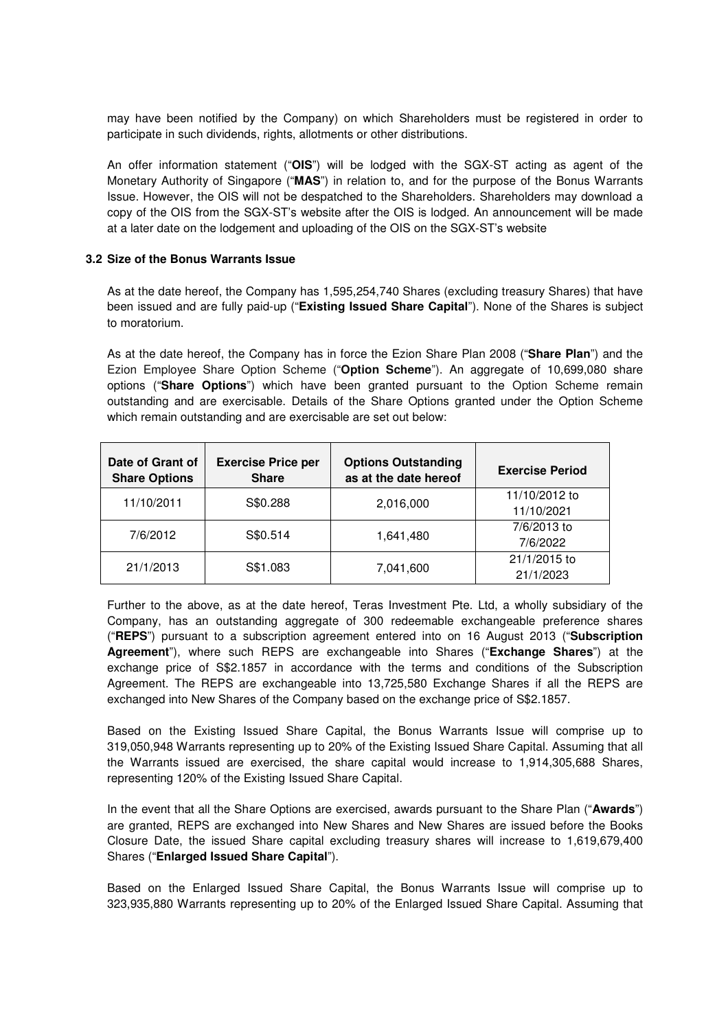may have been notified by the Company) on which Shareholders must be registered in order to participate in such dividends, rights, allotments or other distributions.

An offer information statement ("**OIS**") will be lodged with the SGX-ST acting as agent of the Monetary Authority of Singapore ("**MAS**") in relation to, and for the purpose of the Bonus Warrants Issue. However, the OIS will not be despatched to the Shareholders. Shareholders may download a copy of the OIS from the SGX-ST's website after the OIS is lodged. An announcement will be made at a later date on the lodgement and uploading of the OIS on the SGX-ST's website

### 3.2 Size of the Bonus Warrants Issue

As at the date hereof, the Company has 1,595,254,740 Shares (excluding treasury Shares) that have been issued and are fully paid-up ("**Existing Issued Share Capital**"). None of the Shares is subject to moratorium.

As at the date hereof, the Company has in force the Ezion Share Plan 2008 ("**Share Plan**") and the Ezion Employee Share Option Scheme ("**Option Scheme**"). An aggregate of 10,699,080 share options ("**Share Options**") which have been granted pursuant to the Option Scheme remain outstanding and are exercisable. Details of the Share Options granted under the Option Scheme which remain outstanding and are exercisable are set out below:

| Date of Grant of Share Options | Exercise Price per Share | Options Outstanding as at the date hereof | Exercise Period |
|---|---|---|---|
| 11/10/2011 | S$0.288 | 2,016,000 | 11/10/2012 to 11/10/2021 |
| 7/6/2012 | S$0.514 | 1,641,480 | 7/6/2013 to 7/6/2022 |
| 21/1/2013 | S$1.083 | 7,041,600 | 21/1/2015 to 21/1/2023 |

Further to the above, as at the date hereof, Teras Investment Pte. Ltd, a wholly subsidiary of the Company, has an outstanding aggregate of 300 redeemable exchangeable preference shares ("**REPS**") pursuant to a subscription agreement entered into on 16 August 2013 ("**Subscription Agreement**"), where such REPS are exchangeable into Shares ("**Exchange Shares**") at the exchange price of S$2.1857 in accordance with the terms and conditions of the Subscription Agreement. The REPS are exchangeable into 13,725,580 Exchange Shares if all the REPS are exchanged into New Shares of the Company based on the exchange price of S$2.1857.

Based on the Existing Issued Share Capital, the Bonus Warrants Issue will comprise up to 319,050,948 Warrants representing up to 20% of the Existing Issued Share Capital. Assuming that all the Warrants issued are exercised, the share capital would increase to 1,914,305,688 Shares, representing 120% of the Existing Issued Share Capital.

In the event that all the Share Options are exercised, awards pursuant to the Share Plan ("**Awards**") are granted, REPS are exchanged into New Shares and New Shares are issued before the Books Closure Date, the issued Share capital excluding treasury shares will increase to 1,619,679,400 Shares ("**Enlarged Issued Share Capital**").

Based on the Enlarged Issued Share Capital, the Bonus Warrants Issue will comprise up to 323,935,880 Warrants representing up to 20% of the Enlarged Issued Share Capital. Assuming that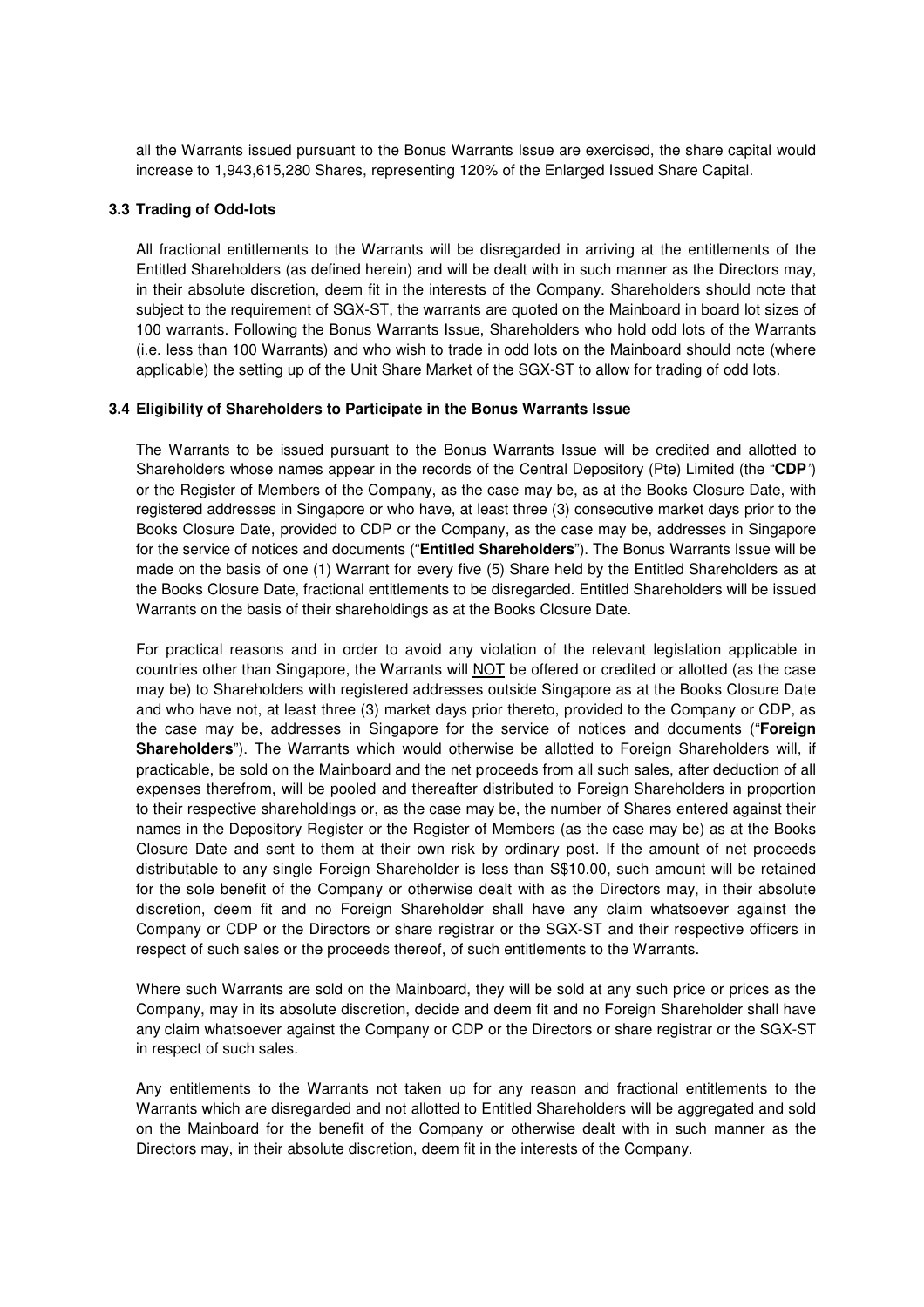all the Warrants issued pursuant to the Bonus Warrants Issue are exercised, the share capital would increase to 1,943,615,280 Shares, representing 120% of the Enlarged Issued Share Capital.

### 3.3 Trading of Odd-lots

All fractional entitlements to the Warrants will be disregarded in arriving at the entitlements of the Entitled Shareholders (as defined herein) and will be dealt with in such manner as the Directors may, in their absolute discretion, deem fit in the interests of the Company. Shareholders should note that subject to the requirement of SGX-ST, the warrants are quoted on the Mainboard in board lot sizes of 100 warrants. Following the Bonus Warrants Issue, Shareholders who hold odd lots of the Warrants (i.e. less than 100 Warrants) and who wish to trade in odd lots on the Mainboard should note (where applicable) the setting up of the Unit Share Market of the SGX-ST to allow for trading of odd lots.

### 3.4 Eligibility of Shareholders to Participate in the Bonus Warrants Issue

The Warrants to be issued pursuant to the Bonus Warrants Issue will be credited and allotted to Shareholders whose names appear in the records of the Central Depository (Pte) Limited (the "**CDP**") or the Register of Members of the Company, as the case may be, as at the Books Closure Date, with registered addresses in Singapore or who have, at least three (3) consecutive market days prior to the Books Closure Date, provided to CDP or the Company, as the case may be, addresses in Singapore for the service of notices and documents ("**Entitled Shareholders**"). The Bonus Warrants Issue will be made on the basis of one (1) Warrant for every five (5) Share held by the Entitled Shareholders as at the Books Closure Date, fractional entitlements to be disregarded. Entitled Shareholders will be issued Warrants on the basis of their shareholdings as at the Books Closure Date.

For practical reasons and in order to avoid any violation of the relevant legislation applicable in countries other than Singapore, the Warrants will NOT be offered or credited or allotted (as the case may be) to Shareholders with registered addresses outside Singapore as at the Books Closure Date and who have not, at least three (3) market days prior thereto, provided to the Company or CDP, as the case may be, addresses in Singapore for the service of notices and documents ("**Foreign Shareholders**"). The Warrants which would otherwise be allotted to Foreign Shareholders will, if practicable, be sold on the Mainboard and the net proceeds from all such sales, after deduction of all expenses therefrom, will be pooled and thereafter distributed to Foreign Shareholders in proportion to their respective shareholdings or, as the case may be, the number of Shares entered against their names in the Depository Register or the Register of Members (as the case may be) as at the Books Closure Date and sent to them at their own risk by ordinary post. If the amount of net proceeds distributable to any single Foreign Shareholder is less than S$10.00, such amount will be retained for the sole benefit of the Company or otherwise dealt with as the Directors may, in their absolute discretion, deem fit and no Foreign Shareholder shall have any claim whatsoever against the Company or CDP or the Directors or share registrar or the SGX-ST and their respective officers in respect of such sales or the proceeds thereof, of such entitlements to the Warrants.

Where such Warrants are sold on the Mainboard, they will be sold at any such price or prices as the Company, may in its absolute discretion, decide and deem fit and no Foreign Shareholder shall have any claim whatsoever against the Company or CDP or the Directors or share registrar or the SGX-ST in respect of such sales.

Any entitlements to the Warrants not taken up for any reason and fractional entitlements to the Warrants which are disregarded and not allotted to Entitled Shareholders will be aggregated and sold on the Mainboard for the benefit of the Company or otherwise dealt with in such manner as the Directors may, in their absolute discretion, deem fit in the interests of the Company.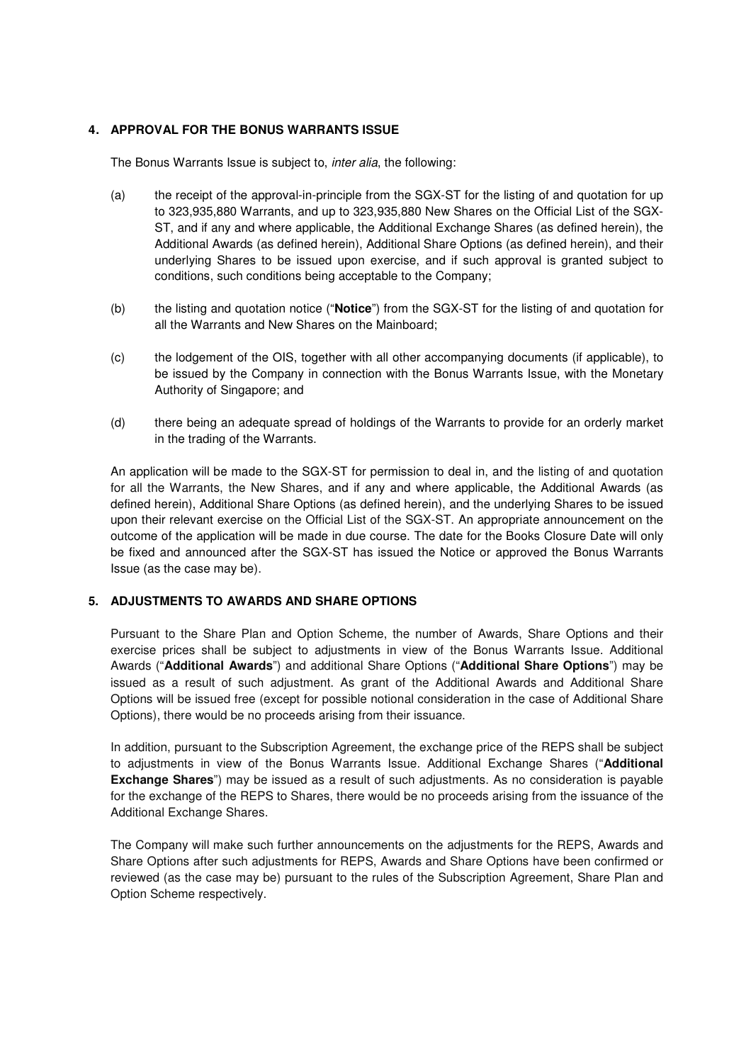## 4. APPROVAL FOR THE BONUS WARRANTS ISSUE

The Bonus Warrants Issue is subject to, *inter alia*, the following:

(a) the receipt of the approval-in-principle from the SGX-ST for the listing of and quotation for up to 323,935,880 Warrants, and up to 323,935,880 New Shares on the Official List of the SGX-ST, and if any and where applicable, the Additional Exchange Shares (as defined herein), the Additional Awards (as defined herein), Additional Share Options (as defined herein), and their underlying Shares to be issued upon exercise, and if such approval is granted subject to conditions, such conditions being acceptable to the Company;

(b) the listing and quotation notice ("**Notice**") from the SGX-ST for the listing of and quotation for all the Warrants and New Shares on the Mainboard;

(c) the lodgement of the OIS, together with all other accompanying documents (if applicable), to be issued by the Company in connection with the Bonus Warrants Issue, with the Monetary Authority of Singapore; and

(d) there being an adequate spread of holdings of the Warrants to provide for an orderly market in the trading of the Warrants.

An application will be made to the SGX-ST for permission to deal in, and the listing of and quotation for all the Warrants, the New Shares, and if any and where applicable, the Additional Awards (as defined herein), Additional Share Options (as defined herein), and the underlying Shares to be issued upon their relevant exercise on the Official List of the SGX-ST. An appropriate announcement on the outcome of the application will be made in due course. The date for the Books Closure Date will only be fixed and announced after the SGX-ST has issued the Notice or approved the Bonus Warrants Issue (as the case may be).

## 5. ADJUSTMENTS TO AWARDS AND SHARE OPTIONS

Pursuant to the Share Plan and Option Scheme, the number of Awards, Share Options and their exercise prices shall be subject to adjustments in view of the Bonus Warrants Issue. Additional Awards ("**Additional Awards**") and additional Share Options ("**Additional Share Options**") may be issued as a result of such adjustment. As grant of the Additional Awards and Additional Share Options will be issued free (except for possible notional consideration in the case of Additional Share Options), there would be no proceeds arising from their issuance.

In addition, pursuant to the Subscription Agreement, the exchange price of the REPS shall be subject to adjustments in view of the Bonus Warrants Issue. Additional Exchange Shares ("**Additional Exchange Shares**") may be issued as a result of such adjustments. As no consideration is payable for the exchange of the REPS to Shares, there would be no proceeds arising from the issuance of the Additional Exchange Shares.

The Company will make such further announcements on the adjustments for the REPS, Awards and Share Options after such adjustments for REPS, Awards and Share Options have been confirmed or reviewed (as the case may be) pursuant to the rules of the Subscription Agreement, Share Plan and Option Scheme respectively.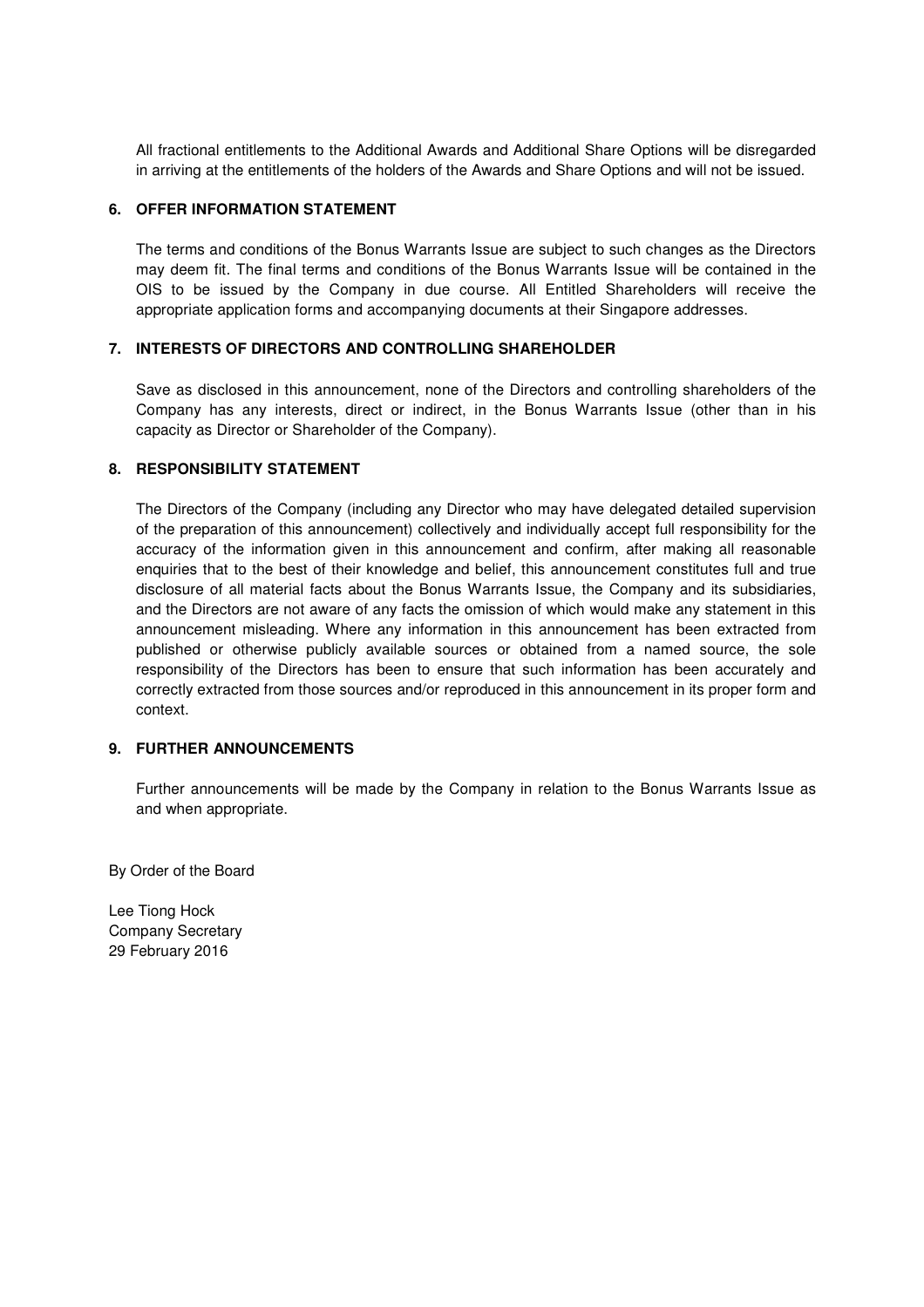All fractional entitlements to the Additional Awards and Additional Share Options will be disregarded in arriving at the entitlements of the holders of the Awards and Share Options and will not be issued.

## 6. OFFER INFORMATION STATEMENT

The terms and conditions of the Bonus Warrants Issue are subject to such changes as the Directors may deem fit. The final terms and conditions of the Bonus Warrants Issue will be contained in the OIS to be issued by the Company in due course. All Entitled Shareholders will receive the appropriate application forms and accompanying documents at their Singapore addresses.

## 7. INTERESTS OF DIRECTORS AND CONTROLLING SHAREHOLDER

Save as disclosed in this announcement, none of the Directors and controlling shareholders of the Company has any interests, direct or indirect, in the Bonus Warrants Issue (other than in his capacity as Director or Shareholder of the Company).

## 8. RESPONSIBILITY STATEMENT

The Directors of the Company (including any Director who may have delegated detailed supervision of the preparation of this announcement) collectively and individually accept full responsibility for the accuracy of the information given in this announcement and confirm, after making all reasonable enquiries that to the best of their knowledge and belief, this announcement constitutes full and true disclosure of all material facts about the Bonus Warrants Issue, the Company and its subsidiaries, and the Directors are not aware of any facts the omission of which would make any statement in this announcement misleading. Where any information in this announcement has been extracted from published or otherwise publicly available sources or obtained from a named source, the sole responsibility of the Directors has been to ensure that such information has been accurately and correctly extracted from those sources and/or reproduced in this announcement in its proper form and context.

## 9. FURTHER ANNOUNCEMENTS

Further announcements will be made by the Company in relation to the Bonus Warrants Issue as and when appropriate.

By Order of the Board

Lee Tiong Hock
Company Secretary
29 February 2016